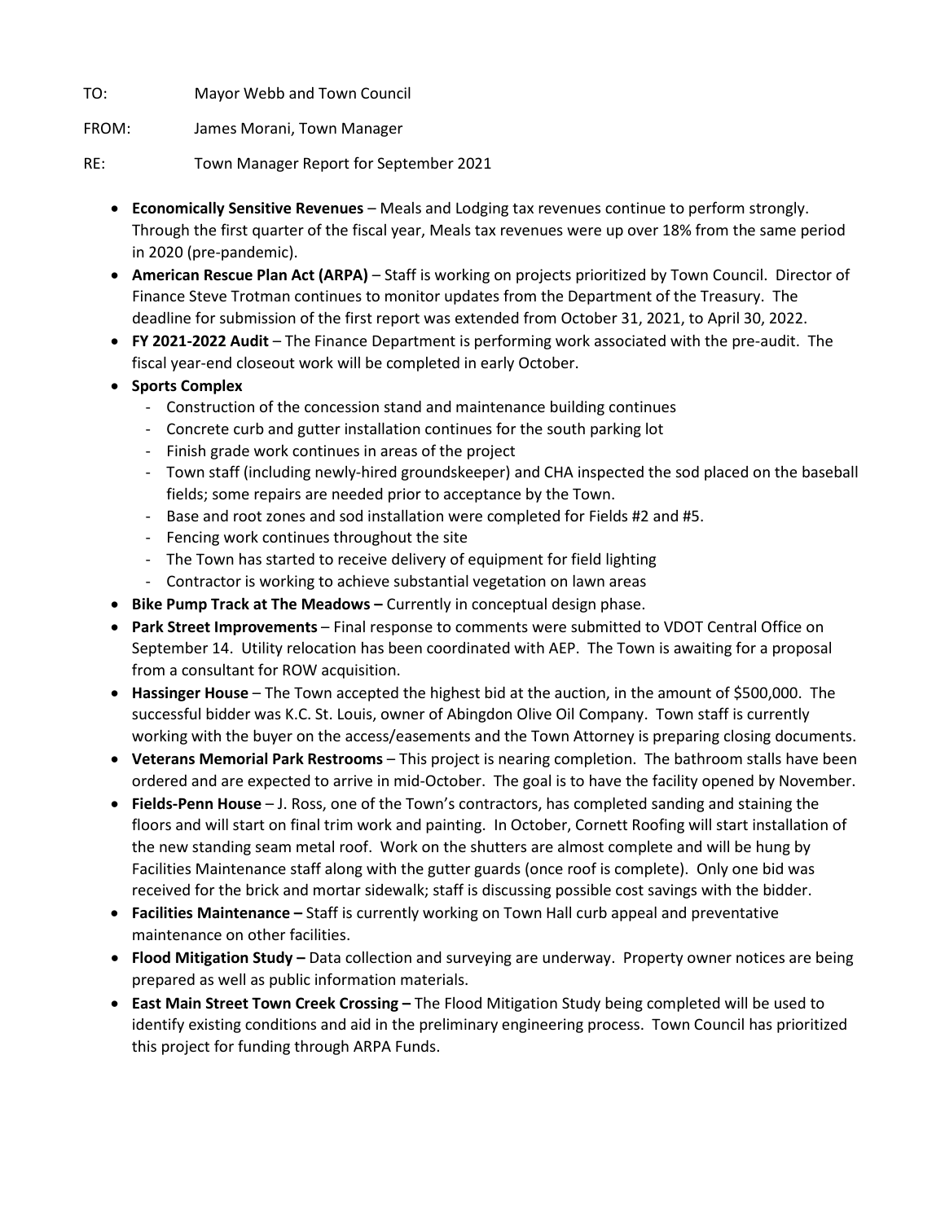TO: Mayor Webb and Town Council

FROM: James Morani, Town Manager

RE: Town Manager Report for September 2021

- **Economically Sensitive Revenues** – Meals and Lodging tax revenues continue to perform strongly. Through the first quarter of the fiscal year, Meals tax revenues were up over 18% from the same period in 2020 (pre-pandemic).
- **American Rescue Plan Act (ARPA)** – Staff is working on projects prioritized by Town Council. Director of Finance Steve Trotman continues to monitor updates from the Department of the Treasury. The deadline for submission of the first report was extended from October 31, 2021, to April 30, 2022.
- **FY 2021-2022 Audit** – The Finance Department is performing work associated with the pre-audit. The fiscal year-end closeout work will be completed in early October.
- **Sports Complex**
  - Construction of the concession stand and maintenance building continues
  - Concrete curb and gutter installation continues for the south parking lot
  - Finish grade work continues in areas of the project
  - Town staff (including newly-hired groundskeeper) and CHA inspected the sod placed on the baseball fields; some repairs are needed prior to acceptance by the Town.
  - Base and root zones and sod installation were completed for Fields #2 and #5.
  - Fencing work continues throughout the site
  - The Town has started to receive delivery of equipment for field lighting
  - Contractor is working to achieve substantial vegetation on lawn areas
- **Bike Pump Track at The Meadows –** Currently in conceptual design phase.
- **Park Street Improvements** – Final response to comments were submitted to VDOT Central Office on September 14. Utility relocation has been coordinated with AEP. The Town is awaiting for a proposal from a consultant for ROW acquisition.
- **Hassinger House** – The Town accepted the highest bid at the auction, in the amount of $500,000. The successful bidder was K.C. St. Louis, owner of Abingdon Olive Oil Company. Town staff is currently working with the buyer on the access/easements and the Town Attorney is preparing closing documents.
- **Veterans Memorial Park Restrooms** – This project is nearing completion. The bathroom stalls have been ordered and are expected to arrive in mid-October. The goal is to have the facility opened by November.
- **Fields-Penn House** – J. Ross, one of the Town's contractors, has completed sanding and staining the floors and will start on final trim work and painting. In October, Cornett Roofing will start installation of the new standing seam metal roof. Work on the shutters are almost complete and will be hung by Facilities Maintenance staff along with the gutter guards (once roof is complete). Only one bid was received for the brick and mortar sidewalk; staff is discussing possible cost savings with the bidder.
- **Facilities Maintenance –** Staff is currently working on Town Hall curb appeal and preventative maintenance on other facilities.
- **Flood Mitigation Study –** Data collection and surveying are underway. Property owner notices are being prepared as well as public information materials.
- **East Main Street Town Creek Crossing –** The Flood Mitigation Study being completed will be used to identify existing conditions and aid in the preliminary engineering process. Town Council has prioritized this project for funding through ARPA Funds.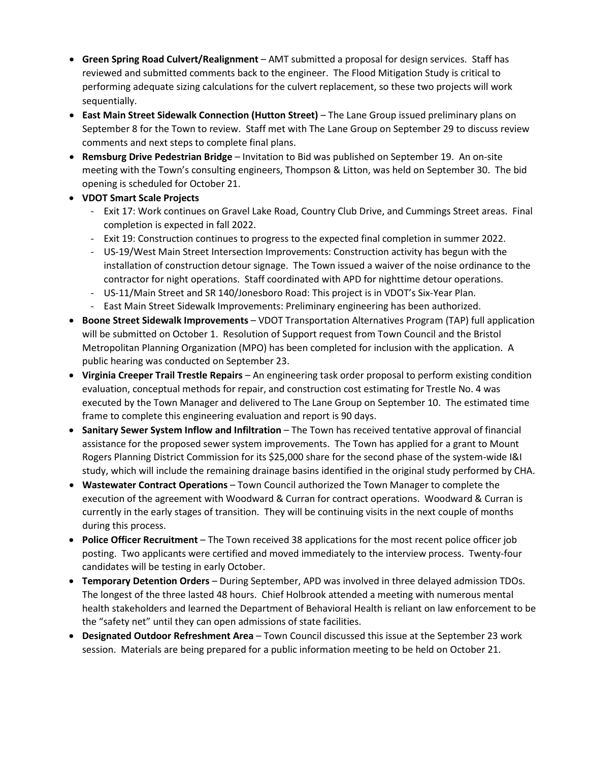- **Green Spring Road Culvert/Realignment** – AMT submitted a proposal for design services. Staff has reviewed and submitted comments back to the engineer. The Flood Mitigation Study is critical to performing adequate sizing calculations for the culvert replacement, so these two projects will work sequentially.
- **East Main Street Sidewalk Connection (Hutton Street)** – The Lane Group issued preliminary plans on September 8 for the Town to review. Staff met with The Lane Group on September 29 to discuss review comments and next steps to complete final plans.
- **Remsburg Drive Pedestrian Bridge** – Invitation to Bid was published on September 19. An on-site meeting with the Town's consulting engineers, Thompson & Litton, was held on September 30. The bid opening is scheduled for October 21.
- **VDOT Smart Scale Projects**
  - Exit 17: Work continues on Gravel Lake Road, Country Club Drive, and Cummings Street areas. Final completion is expected in fall 2022.
  - Exit 19: Construction continues to progress to the expected final completion in summer 2022.
  - US-19/West Main Street Intersection Improvements: Construction activity has begun with the installation of construction detour signage. The Town issued a waiver of the noise ordinance to the contractor for night operations. Staff coordinated with APD for nighttime detour operations.
  - US-11/Main Street and SR 140/Jonesboro Road: This project is in VDOT's Six-Year Plan.
  - East Main Street Sidewalk Improvements: Preliminary engineering has been authorized.
- **Boone Street Sidewalk Improvements** – VDOT Transportation Alternatives Program (TAP) full application will be submitted on October 1. Resolution of Support request from Town Council and the Bristol Metropolitan Planning Organization (MPO) has been completed for inclusion with the application. A public hearing was conducted on September 23.
- **Virginia Creeper Trail Trestle Repairs** – An engineering task order proposal to perform existing condition evaluation, conceptual methods for repair, and construction cost estimating for Trestle No. 4 was executed by the Town Manager and delivered to The Lane Group on September 10. The estimated time frame to complete this engineering evaluation and report is 90 days.
- **Sanitary Sewer System Inflow and Infiltration** – The Town has received tentative approval of financial assistance for the proposed sewer system improvements. The Town has applied for a grant to Mount Rogers Planning District Commission for its $25,000 share for the second phase of the system-wide I&I study, which will include the remaining drainage basins identified in the original study performed by CHA.
- **Wastewater Contract Operations** – Town Council authorized the Town Manager to complete the execution of the agreement with Woodward & Curran for contract operations. Woodward & Curran is currently in the early stages of transition. They will be continuing visits in the next couple of months during this process.
- **Police Officer Recruitment** – The Town received 38 applications for the most recent police officer job posting. Two applicants were certified and moved immediately to the interview process. Twenty-four candidates will be testing in early October.
- **Temporary Detention Orders** – During September, APD was involved in three delayed admission TDOs. The longest of the three lasted 48 hours. Chief Holbrook attended a meeting with numerous mental health stakeholders and learned the Department of Behavioral Health is reliant on law enforcement to be the "safety net" until they can open admissions of state facilities.
- **Designated Outdoor Refreshment Area** – Town Council discussed this issue at the September 23 work session. Materials are being prepared for a public information meeting to be held on October 21.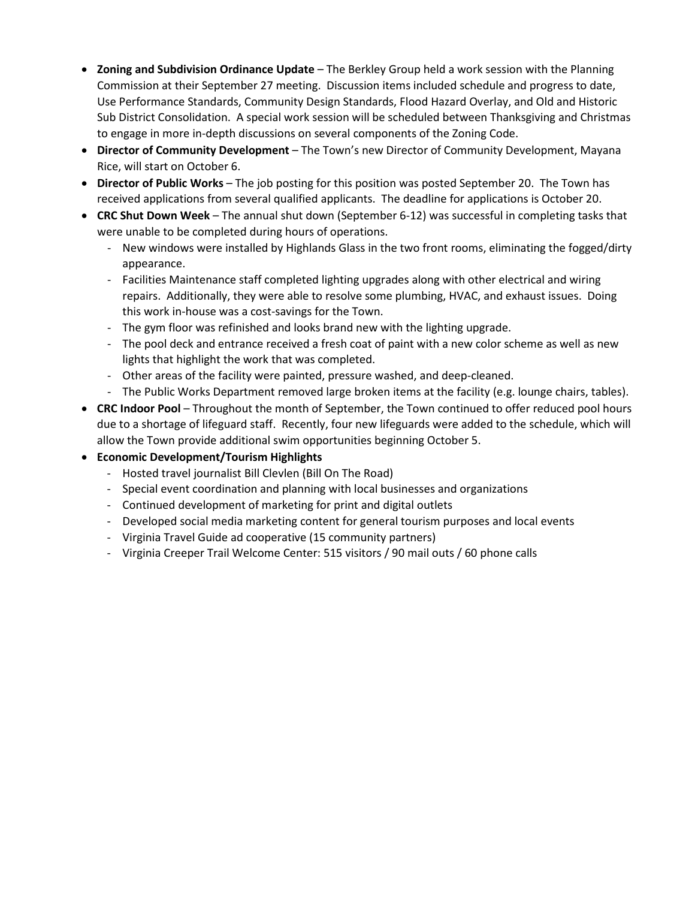- **Zoning and Subdivision Ordinance Update** – The Berkley Group held a work session with the Planning Commission at their September 27 meeting. Discussion items included schedule and progress to date, Use Performance Standards, Community Design Standards, Flood Hazard Overlay, and Old and Historic Sub District Consolidation. A special work session will be scheduled between Thanksgiving and Christmas to engage in more in-depth discussions on several components of the Zoning Code.
- **Director of Community Development** – The Town's new Director of Community Development, Mayana Rice, will start on October 6.
- **Director of Public Works** – The job posting for this position was posted September 20. The Town has received applications from several qualified applicants. The deadline for applications is October 20.
- **CRC Shut Down Week** – The annual shut down (September 6-12) was successful in completing tasks that were unable to be completed during hours of operations.
  - New windows were installed by Highlands Glass in the two front rooms, eliminating the fogged/dirty appearance.
  - Facilities Maintenance staff completed lighting upgrades along with other electrical and wiring repairs. Additionally, they were able to resolve some plumbing, HVAC, and exhaust issues. Doing this work in-house was a cost-savings for the Town.
  - The gym floor was refinished and looks brand new with the lighting upgrade.
  - The pool deck and entrance received a fresh coat of paint with a new color scheme as well as new lights that highlight the work that was completed.
  - Other areas of the facility were painted, pressure washed, and deep-cleaned.
  - The Public Works Department removed large broken items at the facility (e.g. lounge chairs, tables).
- **CRC Indoor Pool** – Throughout the month of September, the Town continued to offer reduced pool hours due to a shortage of lifeguard staff. Recently, four new lifeguards were added to the schedule, which will allow the Town provide additional swim opportunities beginning October 5.
- **Economic Development/Tourism Highlights**
  - Hosted travel journalist Bill Clevlen (Bill On The Road)
  - Special event coordination and planning with local businesses and organizations
  - Continued development of marketing for print and digital outlets
  - Developed social media marketing content for general tourism purposes and local events
  - Virginia Travel Guide ad cooperative (15 community partners)
  - Virginia Creeper Trail Welcome Center: 515 visitors / 90 mail outs / 60 phone calls